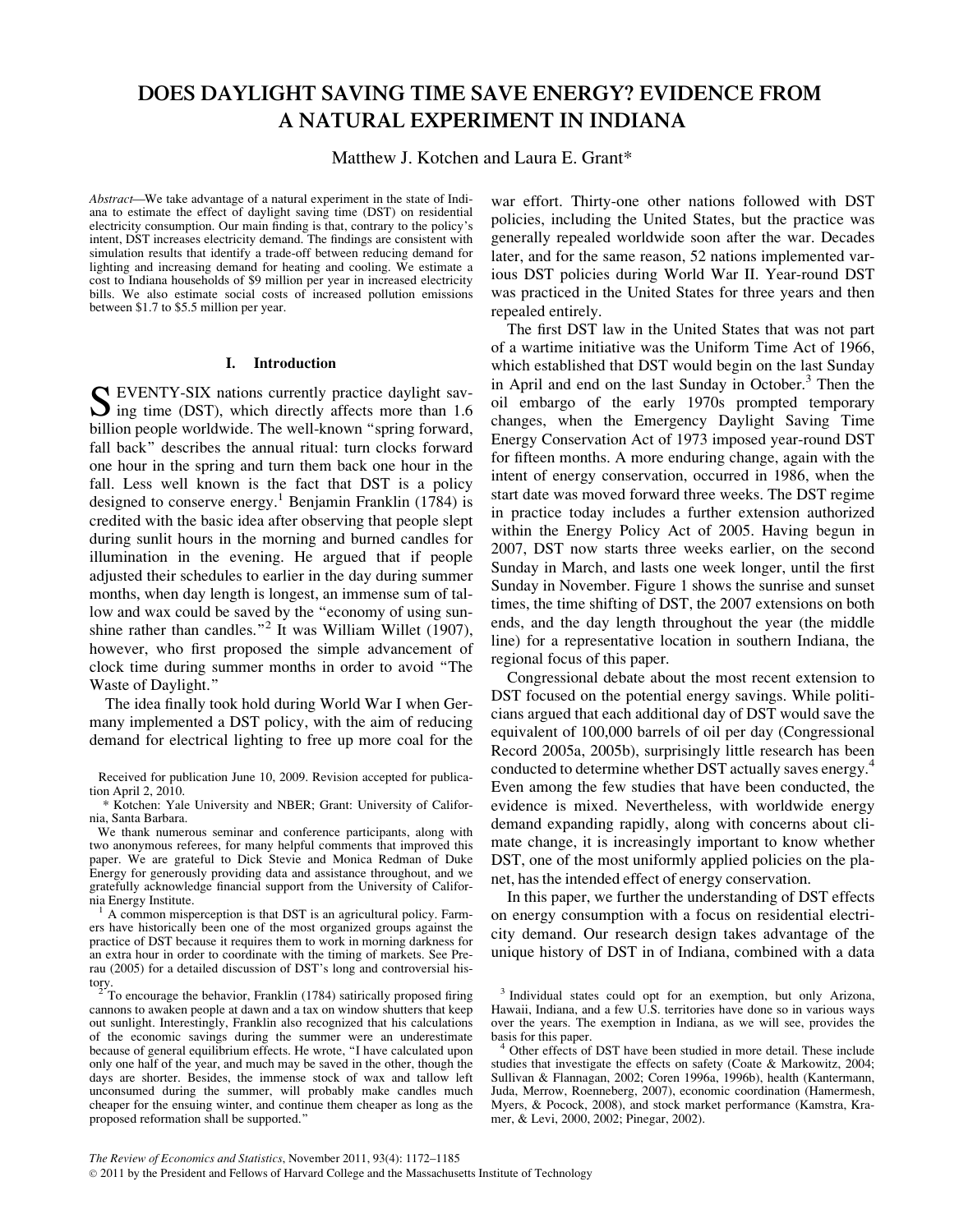# DOES DAYLIGHT SAVING TIME SAVE ENERGY? EVIDENCE FROM A NATURAL EXPERIMENT IN INDIANA

Matthew J. Kotchen and Laura E. Grant*

*Abstract*—We take advantage of a natural experiment in the state of Indiana to estimate the effect of daylight saving time (DST) on residential electricity consumption. Our main finding is that, contrary to the policy's intent, DST increases electricity demand. The findings are consistent with simulation results that identify a trade-off between reducing demand for lighting and increasing demand for heating and cooling. We estimate a cost to Indiana households of $9 million per year in increased electricity bills. We also estimate social costs of increased pollution emissions between $1.7 to $5.5 million per year.

## I. Introduction

SEVENTY-SIX nations currently practice daylight saving time (DST), which directly affects more than 1.6 billion people worldwide. The well-known "spring forward, fall back" describes the annual ritual: turn clocks forward one hour in the spring and turn them back one hour in the fall. Less well known is the fact that DST is a policy designed to conserve energy.[1] Benjamin Franklin (1784) is credited with the basic idea after observing that people slept during sunlit hours in the morning and burned candles for illumination in the evening. He argued that if people adjusted their schedules to earlier in the day during summer months, when day length is longest, an immense sum of tallow and wax could be saved by the "economy of using sunshine rather than candles."[2] It was William Willet (1907), however, who first proposed the simple advancement of clock time during summer months in order to avoid "The Waste of Daylight."

The idea finally took hold during World War I when Germany implemented a DST policy, with the aim of reducing demand for electrical lighting to free up more coal for the war effort. Thirty-one other nations followed with DST policies, including the United States, but the practice was generally repealed worldwide soon after the war. Decades later, and for the same reason, 52 nations implemented various DST policies during World War II. Year-round DST was practiced in the United States for three years and then repealed entirely.

The first DST law in the United States that was not part of a wartime initiative was the Uniform Time Act of 1966, which established that DST would begin on the last Sunday in April and end on the last Sunday in October.[3] Then the oil embargo of the early 1970s prompted temporary changes, when the Emergency Daylight Saving Time Energy Conservation Act of 1973 imposed year-round DST for fifteen months. A more enduring change, again with the intent of energy conservation, occurred in 1986, when the start date was moved forward three weeks. The DST regime in practice today includes a further extension authorized within the Energy Policy Act of 2005. Having begun in 2007, DST now starts three weeks earlier, on the second Sunday in March, and lasts one week longer, until the first Sunday in November. Figure 1 shows the sunrise and sunset times, the time shifting of DST, the 2007 extensions on both ends, and the day length throughout the year (the middle line) for a representative location in southern Indiana, the regional focus of this paper.

Congressional debate about the most recent extension to DST focused on the potential energy savings. While politicians argued that each additional day of DST would save the equivalent of 100,000 barrels of oil per day (Congressional Record 2005a, 2005b), surprisingly little research has been conducted to determine whether DST actually saves energy.[4] Even among the few studies that have been conducted, the evidence is mixed. Nevertheless, with worldwide energy demand expanding rapidly, along with concerns about climate change, it is increasingly important to know whether DST, one of the most uniformly applied policies on the planet, has the intended effect of energy conservation.

In this paper, we further the understanding of DST effects on energy consumption with a focus on residential electricity demand. Our research design takes advantage of the unique history of DST in of Indiana, combined with a data

---

Received for publication June 10, 2009. Revision accepted for publication April 2, 2010.

* Kotchen: Yale University and NBER; Grant: University of California, Santa Barbara.

We thank numerous seminar and conference participants, along with two anonymous referees, for many helpful comments that improved this paper. We are grateful to Dick Stevie and Monica Redman of Duke Energy for generously providing data and assistance throughout, and we gratefully acknowledge financial support from the University of California Energy Institute.

[1] A common misperception is that DST is an agricultural policy. Farmers have historically been one of the most organized groups against the practice of DST because it requires them to work in morning darkness for an extra hour in order to coordinate with the timing of markets. See Prerau (2005) for a detailed discussion of DST's long and controversial history.

[2] To encourage the behavior, Franklin (1784) satirically proposed firing cannons to awaken people at dawn and a tax on window shutters that keep out sunlight. Interestingly, Franklin also recognized that his calculations of the economic savings during the summer were an underestimate because of general equilibrium effects. He wrote, "I have calculated upon only one half of the year, and much may be saved in the other, though the days are shorter. Besides, the immense stock of wax and tallow left unconsumed during the summer, will probably make candles much cheaper for the ensuing winter, and continue them cheaper as long as the proposed reformation shall be supported."

[3] Individual states could opt for an exemption, but only Arizona, Hawaii, Indiana, and a few U.S. territories have done so in various ways over the years. The exemption in Indiana, as we will see, provides the basis for this paper.

[4] Other effects of DST have been studied in more detail. These include studies that investigate the effects on safety (Coate & Markowitz, 2004; Sullivan & Flannagan, 2002; Coren 1996a, 1996b), health (Kantermann, Juda, Merrow, Roenneberg, 2007), economic coordination (Hamermesh, Myers, & Pocock, 2008), and stock market performance (Kamstra, Kramer, & Levi, 2000, 2002; Pinegar, 2002).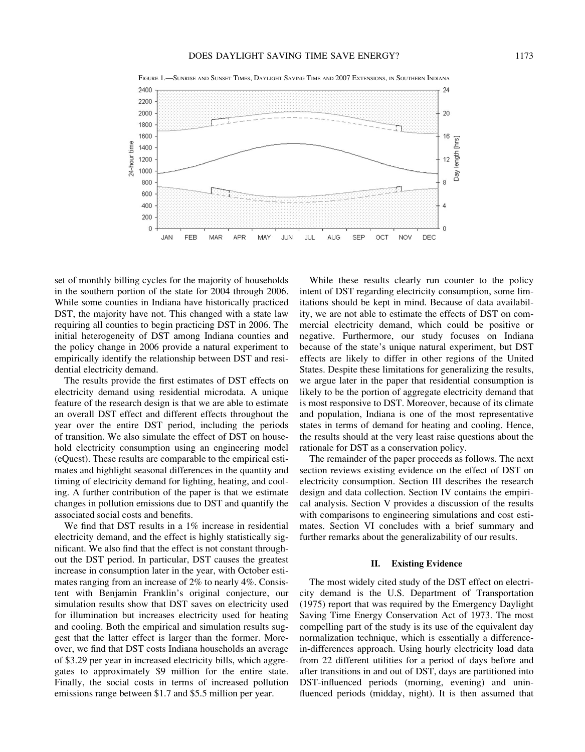FIGURE 1.—SUNRISE AND SUNSET TIMES, DAYLIGHT SAVING TIME AND 2007 EXTENSIONS, IN SOUTHERN INDIANA

24-hour time

2400
2200
2000
1800
1600
1400
1200
1000
800
600
400
200
0

Day length [hrs]

24
20
16
12
8
4
0

JAN FEB MAR APR MAY JUN JUL AUG SEP OCT NOV DEC

set of monthly billing cycles for the majority of households in the southern portion of the state for 2004 through 2006. While some counties in Indiana have historically practiced DST, the majority have not. This changed with a state law requiring all counties to begin practicing DST in 2006. The initial heterogeneity of DST among Indiana counties and the policy change in 2006 provide a natural experiment to empirically identify the relationship between DST and residential electricity demand.

The results provide the first estimates of DST effects on electricity demand using residential microdata. A unique feature of the research design is that we are able to estimate an overall DST effect and different effects throughout the year over the entire DST period, including the periods of transition. We also simulate the effect of DST on household electricity consumption using an engineering model (eQuest). These results are comparable to the empirical estimates and highlight seasonal differences in the quantity and timing of electricity demand for lighting, heating, and cooling. A further contribution of the paper is that we estimate changes in pollution emissions due to DST and quantify the associated social costs and benefits.

We find that DST results in a 1% increase in residential electricity demand, and the effect is highly statistically significant. We also find that the effect is not constant throughout the DST period. In particular, DST causes the greatest increase in consumption later in the year, with October estimates ranging from an increase of 2% to nearly 4%. Consistent with Benjamin Franklin's original conjecture, our simulation results show that DST saves on electricity used for illumination but increases electricity used for heating and cooling. Both the empirical and simulation results suggest that the latter effect is larger than the former. Moreover, we find that DST costs Indiana households an average of \$3.29 per year in increased electricity bills, which aggregates to approximately \$9 million for the entire state. Finally, the social costs in terms of increased pollution emissions range between \$1.7 and \$5.5 million per year.

While these results clearly run counter to the policy intent of DST regarding electricity consumption, some limitations should be kept in mind. Because of data availability, we are not able to estimate the effects of DST on commercial electricity demand, which could be positive or negative. Furthermore, our study focuses on Indiana because of the state's unique natural experiment, but DST effects are likely to differ in other regions of the United States. Despite these limitations for generalizing the results, we argue later in the paper that residential consumption is likely to be the portion of aggregate electricity demand that is most responsive to DST. Moreover, because of its climate and population, Indiana is one of the most representative states in terms of demand for heating and cooling. Hence, the results should at the very least raise questions about the rationale for DST as a conservation policy.

The remainder of the paper proceeds as follows. The next section reviews existing evidence on the effect of DST on electricity consumption. Section III describes the research design and data collection. Section IV contains the empirical analysis. Section V provides a discussion of the results with comparisons to engineering simulations and cost estimates. Section VI concludes with a brief summary and further remarks about the generalizability of our results.

## II. Existing Evidence

The most widely cited study of the DST effect on electricity demand is the U.S. Department of Transportation (1975) report that was required by the Emergency Daylight Saving Time Energy Conservation Act of 1973. The most compelling part of the study is its use of the equivalent day normalization technique, which is essentially a difference-in-differences approach. Using hourly electricity load data from 22 different utilities for a period of days before and after transitions in and out of DST, days are partitioned into DST-influenced periods (morning, evening) and uninfluenced periods (midday, night). It is then assumed that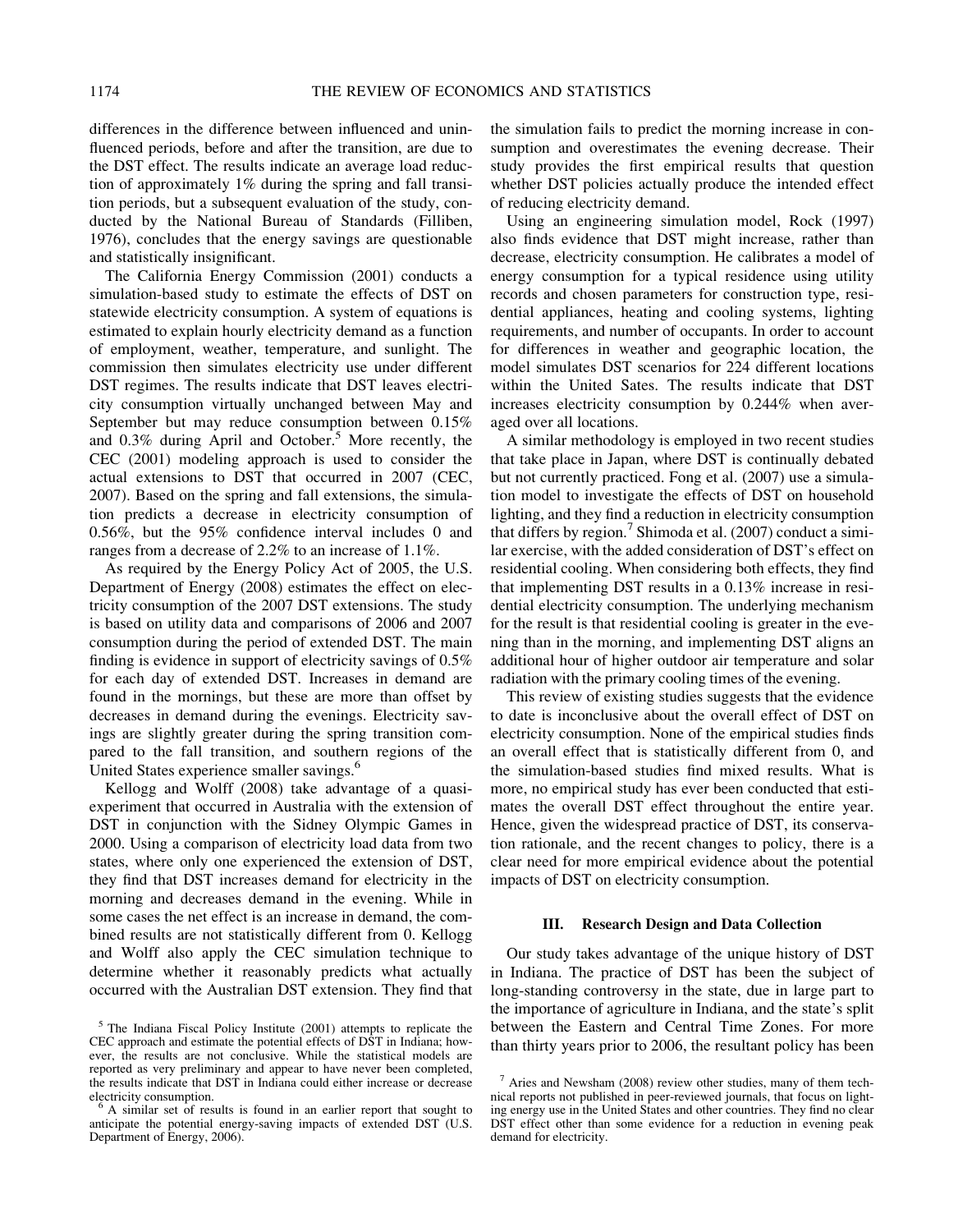differences in the difference between influenced and uninfluenced periods, before and after the transition, are due to the DST effect. The results indicate an average load reduction of approximately 1% during the spring and fall transition periods, but a subsequent evaluation of the study, conducted by the National Bureau of Standards (Filliben, 1976), concludes that the energy savings are questionable and statistically insignificant.

The California Energy Commission (2001) conducts a simulation-based study to estimate the effects of DST on statewide electricity consumption. A system of equations is estimated to explain hourly electricity demand as a function of employment, weather, temperature, and sunlight. The commission then simulates electricity use under different DST regimes. The results indicate that DST leaves electricity consumption virtually unchanged between May and September but may reduce consumption between 0.15% and 0.3% during April and October.[5] More recently, the CEC (2001) modeling approach is used to consider the actual extensions to DST that occurred in 2007 (CEC, 2007). Based on the spring and fall extensions, the simulation predicts a decrease in electricity consumption of 0.56%, but the 95% confidence interval includes 0 and ranges from a decrease of 2.2% to an increase of 1.1%.

As required by the Energy Policy Act of 2005, the U.S. Department of Energy (2008) estimates the effect on electricity consumption of the 2007 DST extensions. The study is based on utility data and comparisons of 2006 and 2007 consumption during the period of extended DST. The main finding is evidence in support of electricity savings of 0.5% for each day of extended DST. Increases in demand are found in the mornings, but these are more than offset by decreases in demand during the evenings. Electricity savings are slightly greater during the spring transition compared to the fall transition, and southern regions of the United States experience smaller savings.[6]

Kellogg and Wolff (2008) take advantage of a quasi-experiment that occurred in Australia with the extension of DST in conjunction with the Sidney Olympic Games in 2000. Using a comparison of electricity load data from two states, where only one experienced the extension of DST, they find that DST increases demand for electricity in the morning and decreases demand in the evening. While in some cases the net effect is an increase in demand, the combined results are not statistically different from 0. Kellogg and Wolff also apply the CEC simulation technique to determine whether it reasonably predicts what actually occurred with the Australian DST extension. They find that the simulation fails to predict the morning increase in consumption and overestimates the evening decrease. Their study provides the first empirical results that question whether DST policies actually produce the intended effect of reducing electricity demand.

Using an engineering simulation model, Rock (1997) also finds evidence that DST might increase, rather than decrease, electricity consumption. He calibrates a model of energy consumption for a typical residence using utility records and chosen parameters for construction type, residential appliances, heating and cooling systems, lighting requirements, and number of occupants. In order to account for differences in weather and geographic location, the model simulates DST scenarios for 224 different locations within the United Sates. The results indicate that DST increases electricity consumption by 0.244% when averaged over all locations.

A similar methodology is employed in two recent studies that take place in Japan, where DST is continually debated but not currently practiced. Fong et al. (2007) use a simulation model to investigate the effects of DST on household lighting, and they find a reduction in electricity consumption that differs by region.[7] Shimoda et al. (2007) conduct a similar exercise, with the added consideration of DST's effect on residential cooling. When considering both effects, they find that implementing DST results in a 0.13% increase in residential electricity consumption. The underlying mechanism for the result is that residential cooling is greater in the evening than in the morning, and implementing DST aligns an additional hour of higher outdoor air temperature and solar radiation with the primary cooling times of the evening.

This review of existing studies suggests that the evidence to date is inconclusive about the overall effect of DST on electricity consumption. None of the empirical studies finds an overall effect that is statistically different from 0, and the simulation-based studies find mixed results. What is more, no empirical study has ever been conducted that estimates the overall DST effect throughout the entire year. Hence, given the widespread practice of DST, its conservation rationale, and the recent changes to policy, there is a clear need for more empirical evidence about the potential impacts of DST on electricity consumption.

## III. Research Design and Data Collection

Our study takes advantage of the unique history of DST in Indiana. The practice of DST has been the subject of long-standing controversy in the state, due in large part to the importance of agriculture in Indiana, and the state's split between the Eastern and Central Time Zones. For more than thirty years prior to 2006, the resultant policy has been

---

[5] The Indiana Fiscal Policy Institute (2001) attempts to replicate the CEC approach and estimate the potential effects of DST in Indiana; however, the results are not conclusive. While the statistical models are reported as very preliminary and appear to have never been completed, the results indicate that DST in Indiana could either increase or decrease electricity consumption.

[6] A similar set of results is found in an earlier report that sought to anticipate the potential energy-saving impacts of extended DST (U.S. Department of Energy, 2006).

[7] Aries and Newsham (2008) review other studies, many of them technical reports not published in peer-reviewed journals, that focus on lighting energy use in the United States and other countries. They find no clear DST effect other than some evidence for a reduction in evening peak demand for electricity.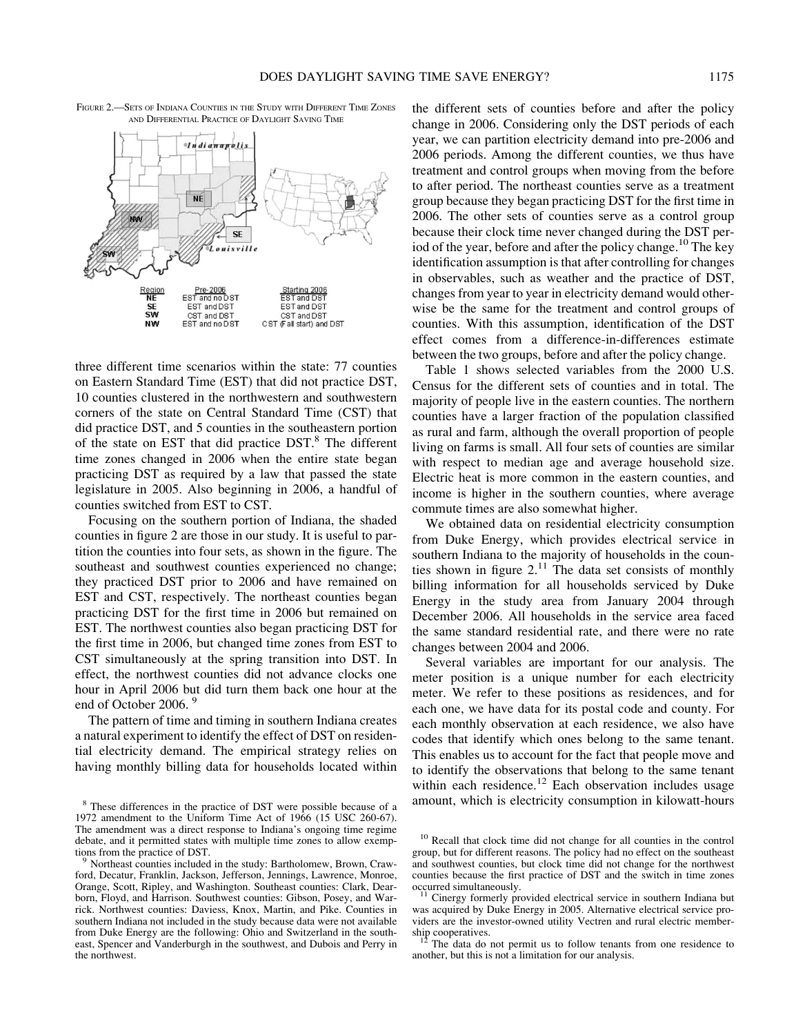FIGURE 2.—SETS OF INDIANA COUNTIES IN THE STUDY WITH DIFFERENT TIME ZONES AND DIFFERENTIAL PRACTICE OF DAYLIGHT SAVING TIME

| Region | Pre-2006 | Starting 2006 |
|---|---|---|
| NE | EST and no DST | EST and DST |
| SE | EST and DST | EST and DST |
| SW | CST and DST | CST and DST |
| NW | EST and no DST | CST (Fall start) and DST |

three different time scenarios within the state: 77 counties on Eastern Standard Time (EST) that did not practice DST, 10 counties clustered in the northwestern and southwestern corners of the state on Central Standard Time (CST) that did practice DST, and 5 counties in the southeastern portion of the state on EST that did practice DST.[8] The different time zones changed in 2006 when the entire state began practicing DST as required by a law that passed the state legislature in 2005. Also beginning in 2006, a handful of counties switched from EST to CST.

Focusing on the southern portion of Indiana, the shaded counties in figure 2 are those in our study. It is useful to partition the counties into four sets, as shown in the figure. The southeast and southwest counties experienced no change; they practiced DST prior to 2006 and have remained on EST and CST, respectively. The northeast counties began practicing DST for the first time in 2006 but remained on EST. The northwest counties also began practicing DST for the first time in 2006, but changed time zones from EST to CST simultaneously at the spring transition into DST. In effect, the northwest counties did not advance clocks one hour in April 2006 but did turn them back one hour at the end of October 2006.[9]

The pattern of time and timing in southern Indiana creates a natural experiment to identify the effect of DST on residential electricity demand. The empirical strategy relies on having monthly billing data for households located within the different sets of counties before and after the policy change in 2006. Considering only the DST periods of each year, we can partition electricity demand into pre-2006 and 2006 periods. Among the different counties, we thus have treatment and control groups when moving from the before to after period. The northeast counties serve as a treatment group because they began practicing DST for the first time in 2006. The other sets of counties serve as a control group because their clock time never changed during the DST period of the year, before and after the policy change.[10] The key identification assumption is that after controlling for changes in observables, such as weather and the practice of DST, changes from year to year in electricity demand would otherwise be the same for the treatment and control groups of counties. With this assumption, identification of the DST effect comes from a difference-in-differences estimate between the two groups, before and after the policy change.

Table 1 shows selected variables from the 2000 U.S. Census for the different sets of counties and in total. The majority of people live in the eastern counties. The northern counties have a larger fraction of the population classified as rural and farm, although the overall proportion of people living on farms is small. All four sets of counties are similar with respect to median age and average household size. Electric heat is more common in the eastern counties, and income is higher in the southern counties, where average commute times are also somewhat higher.

We obtained data on residential electricity consumption from Duke Energy, which provides electrical service in southern Indiana to the majority of households in the counties shown in figure 2.[11] The data set consists of monthly billing information for all households serviced by Duke Energy in the study area from January 2004 through December 2006. All households in the service area faced the same standard residential rate, and there were no rate changes between 2004 and 2006.

Several variables are important for our analysis. The meter position is a unique number for each electricity meter. We refer to these positions as residences, and for each one, we have data for its postal code and county. For each monthly observation at each residence, we also have codes that identify which ones belong to the same tenant. This enables us to account for the fact that people move and to identify the observations that belong to the same tenant within each residence.[12] Each observation includes usage amount, which is electricity consumption in kilowatt-hours

[8] These differences in the practice of DST were possible because of a 1972 amendment to the Uniform Time Act of 1966 (15 USC 260-67). The amendment was a direct response to Indiana's ongoing time regime debate, and it permitted states with multiple time zones to allow exemptions from the practice of DST.

[9] Northeast counties included in the study: Bartholomew, Brown, Crawford, Decatur, Franklin, Jackson, Jefferson, Jennings, Lawrence, Monroe, Orange, Scott, Ripley, and Washington. Southeast counties: Clark, Dearborn, Floyd, and Harrison. Southwest counties: Gibson, Posey, and Warrick. Northwest counties: Daviess, Knox, Martin, and Pike. Counties in southern Indiana not included in the study because data were not available from Duke Energy are the following: Ohio and Switzerland in the southeast, Spencer and Vanderburgh in the southwest, and Dubois and Perry in the northwest.

[10] Recall that clock time did not change for all counties in the control group, but for different reasons. The policy had no effect on the southeast and southwest counties, but clock time did not change for the northwest counties because the first practice of DST and the switch in time zones occurred simultaneously.

[11] Cinergy formerly provided electrical service in southern Indiana but was acquired by Duke Energy in 2005. Alternative electrical service providers are the investor-owned utility Vectren and rural electric membership cooperatives.

[12] The data do not permit us to follow tenants from one residence to another, but this is not a limitation for our analysis.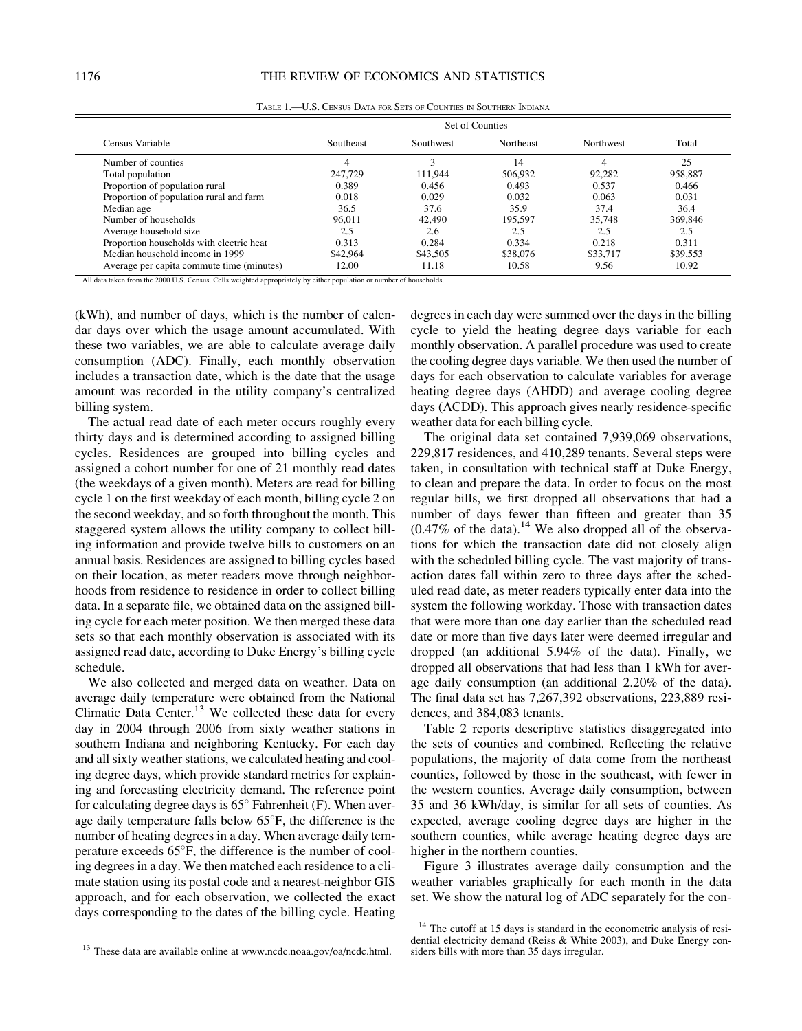TABLE 1.—U.S. CENSUS DATA FOR SETS OF COUNTIES IN SOUTHERN INDIANA

| Census Variable | Set of Counties | | | | |
|---|---|---|---|---|---|
| | Southeast | Southwest | Northeast | Northwest | Total |
| Number of counties | 4 | 3 | 14 | 4 | 25 |
| Total population | 247,729 | 111,944 | 506,932 | 92,282 | 958,887 |
| Proportion of population rural | 0.389 | 0.456 | 0.493 | 0.537 | 0.466 |
| Proportion of population rural and farm | 0.018 | 0.029 | 0.032 | 0.063 | 0.031 |
| Median age | 36.5 | 37.6 | 35.9 | 37.4 | 36.4 |
| Number of households | 96,011 | 42,490 | 195,597 | 35,748 | 369,846 |
| Average household size | 2.5 | 2.6 | 2.5 | 2.5 | 2.5 |
| Proportion households with electric heat | 0.313 | 0.284 | 0.334 | 0.218 | 0.311 |
| Median household income in 1999 | \$42,964 | \$43,505 | \$38,076 | \$33,717 | \$39,553 |
| Average per capita commute time (minutes) | 12.00 | 11.18 | 10.58 | 9.56 | 10.92 |

All data taken from the 2000 U.S. Census. Cells weighted appropriately by either population or number of households.

(kWh), and number of days, which is the number of calendar days over which the usage amount accumulated. With these two variables, we are able to calculate average daily consumption (ADC). Finally, each monthly observation includes a transaction date, which is the date that the usage amount was recorded in the utility company's centralized billing system.

The actual read date of each meter occurs roughly every thirty days and is determined according to assigned billing cycles. Residences are grouped into billing cycles and assigned a cohort number for one of 21 monthly read dates (the weekdays of a given month). Meters are read for billing cycle 1 on the first weekday of each month, billing cycle 2 on the second weekday, and so forth throughout the month. This staggered system allows the utility company to collect billing information and provide twelve bills to customers on an annual basis. Residences are assigned to billing cycles based on their location, as meter readers move through neighborhoods from residence to residence in order to collect billing data. In a separate file, we obtained data on the assigned billing cycle for each meter position. We then merged these data sets so that each monthly observation is associated with its assigned read date, according to Duke Energy's billing cycle schedule.

We also collected and merged data on weather. Data on average daily temperature were obtained from the National Climatic Data Center.[13] We collected these data for every day in 2004 through 2006 from sixty weather stations in southern Indiana and neighboring Kentucky. For each day and all sixty weather stations, we calculated heating and cooling degree days, which provide standard metrics for explaining and forecasting electricity demand. The reference point for calculating degree days is 65° Fahrenheit (F). When average daily temperature falls below 65°F, the difference is the number of heating degrees in a day. When average daily temperature exceeds 65°F, the difference is the number of cooling degrees in a day. We then matched each residence to a climate station using its postal code and a nearest-neighbor GIS approach, and for each observation, we collected the exact days corresponding to the dates of the billing cycle. Heating degrees in each day were summed over the days in the billing cycle to yield the heating degree days variable for each monthly observation. A parallel procedure was used to create the cooling degree days variable. We then used the number of days for each observation to calculate variables for average heating degree days (AHDD) and average cooling degree days (ACDD). This approach gives nearly residence-specific weather data for each billing cycle.

The original data set contained 7,939,069 observations, 229,817 residences, and 410,289 tenants. Several steps were taken, in consultation with technical staff at Duke Energy, to clean and prepare the data. In order to focus on the most regular bills, we first dropped all observations that had a number of days fewer than fifteen and greater than 35 (0.47% of the data).[14] We also dropped all of the observations for which the transaction date did not closely align with the scheduled billing cycle. The vast majority of transaction dates fall within zero to three days after the scheduled read date, as meter readers typically enter data into the system the following workday. Those with transaction dates that were more than one day earlier than the scheduled read date or more than five days later were deemed irregular and dropped (an additional 5.94% of the data). Finally, we dropped all observations that had less than 1 kWh for average daily consumption (an additional 2.20% of the data). The final data set has 7,267,392 observations, 223,889 residences, and 384,083 tenants.

Table 2 reports descriptive statistics disaggregated into the sets of counties and combined. Reflecting the relative populations, the majority of data come from the northeast counties, followed by those in the southeast, with fewer in the western counties. Average daily consumption, between 35 and 36 kWh/day, is similar for all sets of counties. As expected, average cooling degree days are higher in the southern counties, while average heating degree days are higher in the northern counties.

Figure 3 illustrates average daily consumption and the weather variables graphically for each month in the data set. We show the natural log of ADC separately for the con-

[13] These data are available online at www.ncdc.noaa.gov/oa/ncdc.html.

[14] The cutoff at 15 days is standard in the econometric analysis of residential electricity demand (Reiss & White 2003), and Duke Energy considers bills with more than 35 days irregular.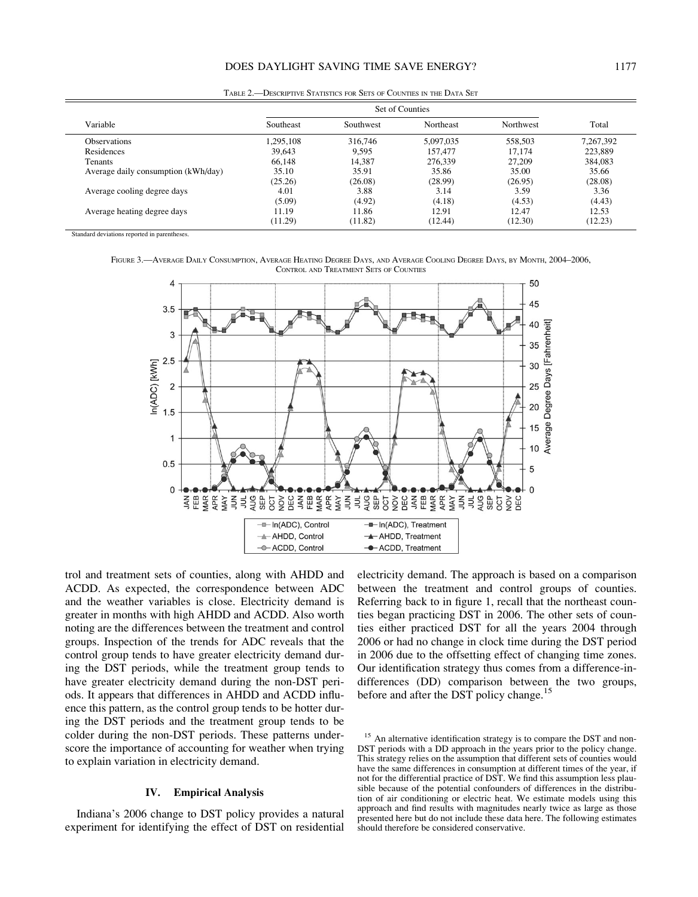TABLE 2.—DESCRIPTIVE STATISTICS FOR SETS OF COUNTIES IN THE DATA SET

| Variable | Set of Counties | | | | |
|---|---|---|---|---|---|
| | Southeast | Southwest | Northeast | Northwest | Total |
| Observations | 1,295,108 | 316,746 | 5,097,035 | 558,503 | 7,267,392 |
| Residences | 39,643 | 9,595 | 157,477 | 17,174 | 223,889 |
| Tenants | 66,148 | 14,387 | 276,339 | 27,209 | 384,083 |
| Average daily consumption (kWh/day) | 35.10 | 35.91 | 35.86 | 35.00 | 35.66 |
| | (25.26) | (26.08) | (28.99) | (26.95) | (28.08) |
| Average cooling degree days | 4.01 | 3.88 | 3.14 | 3.59 | 3.36 |
| | (5.09) | (4.92) | (4.18) | (4.53) | (4.43) |
| Average heating degree days | 11.19 | 11.86 | 12.91 | 12.47 | 12.53 |
| | (11.29) | (11.82) | (12.44) | (12.30) | (12.23) |

Standard deviations reported in parentheses.

FIGURE 3.—AVERAGE DAILY CONSUMPTION, AVERAGE HEATING DEGREE DAYS, AND AVERAGE COOLING DEGREE DAYS, BY MONTH, 2004–2006, CONTROL AND TREATMENT SETS OF COUNTIES

trol and treatment sets of counties, along with AHDD and ACDD. As expected, the correspondence between ADC and the weather variables is close. Electricity demand is greater in months with high AHDD and ACDD. Also worth noting are the differences between the treatment and control groups. Inspection of the trends for ADC reveals that the control group tends to have greater electricity demand during the DST periods, while the treatment group tends to have greater electricity demand during the non-DST periods. It appears that differences in AHDD and ACDD influence this pattern, as the control group tends to be hotter during the DST periods and the treatment group tends to be colder during the non-DST periods. These patterns underscore the importance of accounting for weather when trying to explain variation in electricity demand.

## IV. Empirical Analysis

Indiana's 2006 change to DST policy provides a natural experiment for identifying the effect of DST on residential electricity demand. The approach is based on a comparison between the treatment and control groups of counties. Referring back to in figure 1, recall that the northeast counties began practicing DST in 2006. The other sets of counties either practiced DST for all the years 2004 through 2006 or had no change in clock time during the DST period in 2006 due to the offsetting effect of changing time zones. Our identification strategy thus comes from a difference-in-differences (DD) comparison between the two groups, before and after the DST policy change.[15]

[15] An alternative identification strategy is to compare the DST and non-DST periods with a DD approach in the years prior to the policy change. This strategy relies on the assumption that different sets of counties would have the same differences in consumption at different times of the year, if not for the differential practice of DST. We find this assumption less plausible because of the potential confounders of differences in the distribution of air conditioning or electric heat. We estimate models using this approach and find results with magnitudes nearly twice as large as those presented here but do not include these data here. The following estimates should therefore be considered conservative.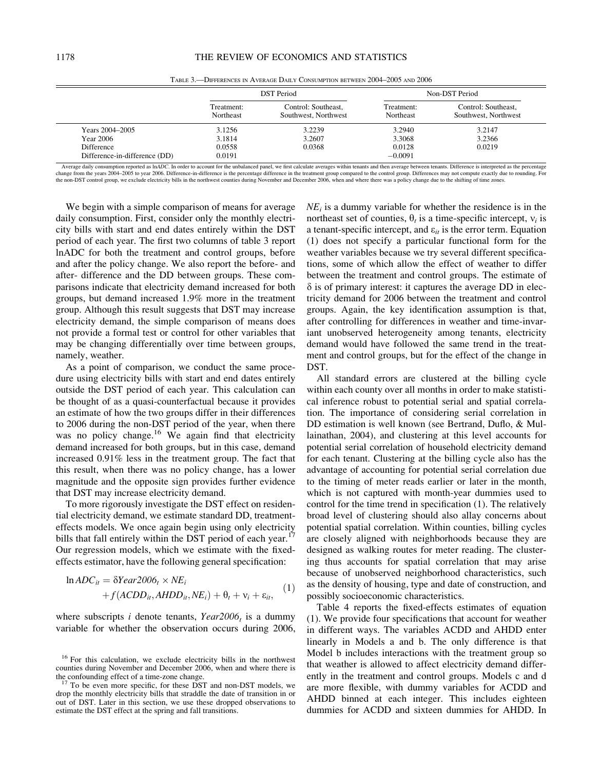Table 3.—Differences in Average Daily Consumption between 2004–2005 and 2006

| | DST Period | | Non-DST Period | |
|---|---|---|---|---|
| | Treatment: Northeast | Control: Southeast, Southwest, Northwest | Treatment: Northeast | Control: Southeast, Southwest, Northwest |
| Years 2004–2005 | 3.1256 | 3.2239 | 3.2940 | 3.2147 |
| Year 2006 | 3.1814 | 3.2607 | 3.3068 | 3.2366 |
| Difference | 0.0558 | 0.0368 | 0.0128 | 0.0219 |
| Difference-in-difference (DD) | 0.0191 | | −0.0091 | |

Average daily consumption reported as ln*ADC*. In order to account for the unbalanced panel, we first calculate averages within tenants and then average between tenants. Difference is interpreted as the percentage change from the years 2004–2005 to year 2006. Difference-in-difference is the percentage difference in the treatment group compared to the control group. Differences may not compute exactly due to rounding. For the non-DST control group, we exclude electricity bills in the northwest counties during November and December 2006, when and where there was a policy change due to the shifting of time zones.

We begin with a simple comparison of means for average daily consumption. First, consider only the monthly electricity bills with start and end dates entirely within the DST period of each year. The first two columns of table 3 report lnADC for both the treatment and control groups, before and after the policy change. We also report the before- and after- difference and the DD between groups. These comparisons indicate that electricity demand increased for both groups, but demand increased 1.9% more in the treatment group. Although this result suggests that DST may increase electricity demand, the simple comparison of means does not provide a formal test or control for other variables that may be changing differentially over time between groups, namely, weather.

As a point of comparison, we conduct the same procedure using electricity bills with start and end dates entirely outside the DST period of each year. This calculation can be thought of as a quasi-counterfactual because it provides an estimate of how the two groups differ in their differences to 2006 during the non-DST period of the year, when there was no policy change.[16] We again find that electricity demand increased for both groups, but in this case, demand increased 0.91% less in the treatment group. The fact that this result, when there was no policy change, has a lower magnitude and the opposite sign provides further evidence that DST may increase electricity demand.

To more rigorously investigate the DST effect on residential electricity demand, we estimate standard DD, treatment-effects models. We once again begin using only electricity bills that fall entirely within the DST period of each year.[17] Our regression models, which we estimate with the fixed-effects estimator, have the following general specification:

$$\ln ADC_{it} = \delta Year2006_t \times NE_i + f(ACDD_{it}, AHDD_{it}, NE_i) + \theta_t + \nu_i + \varepsilon_{it}, \quad (1)$$

where subscripts $i$ denote tenants, $Year2006_t$ is a dummy variable for whether the observation occurs during 2006, $NE_i$ is a dummy variable for whether the residence is in the northeast set of counties, $\theta_t$ is a time-specific intercept, $\nu_i$ is a tenant-specific intercept, and $\varepsilon_{it}$ is the error term. Equation (1) does not specify a particular functional form for the weather variables because we try several different specifications, some of which allow the effect of weather to differ between the treatment and control groups. The estimate of $\delta$ is of primary interest: it captures the average DD in electricity demand for 2006 between the treatment and control groups. Again, the key identification assumption is that, after controlling for differences in weather and time-invariant unobserved heterogeneity among tenants, electricity demand would have followed the same trend in the treatment and control groups, but for the effect of the change in DST.

All standard errors are clustered at the billing cycle within each county over all months in order to make statistical inference robust to potential serial and spatial correlation. The importance of considering serial correlation in DD estimation is well known (see Bertrand, Duflo, & Mullainathan, 2004), and clustering at this level accounts for potential serial correlation of household electricity demand for each tenant. Clustering at the billing cycle also has the advantage of accounting for potential serial correlation due to the timing of meter reads earlier or later in the month, which is not captured with month-year dummies used to control for the time trend in specification (1). The relatively broad level of clustering should also allay concerns about potential spatial correlation. Within counties, billing cycles are closely aligned with neighborhoods because they are designed as walking routes for meter reading. The clustering thus accounts for spatial correlation that may arise because of unobserved neighborhood characteristics, such as the density of housing, type and date of construction, and possibly socioeconomic characteristics.

Table 4 reports the fixed-effects estimates of equation (1). We provide four specifications that account for weather in different ways. The variables ACDD and AHDD enter linearly in Models a and b. The only difference is that Model b includes interactions with the treatment group so that weather is allowed to affect electricity demand differently in the treatment and control groups. Models c and d are more flexible, with dummy variables for ACDD and AHDD binned at each integer. This includes eighteen dummies for ACDD and sixteen dummies for AHDD. In

[16] For this calculation, we exclude electricity bills in the northwest counties during November and December 2006, when and where there is the confounding effect of a time-zone change.

[17] To be even more specific, for these DST and non-DST models, we drop the monthly electricity bills that straddle the date of transition in or out of DST. Later in this section, we use these dropped observations to estimate the DST effect at the spring and fall transitions.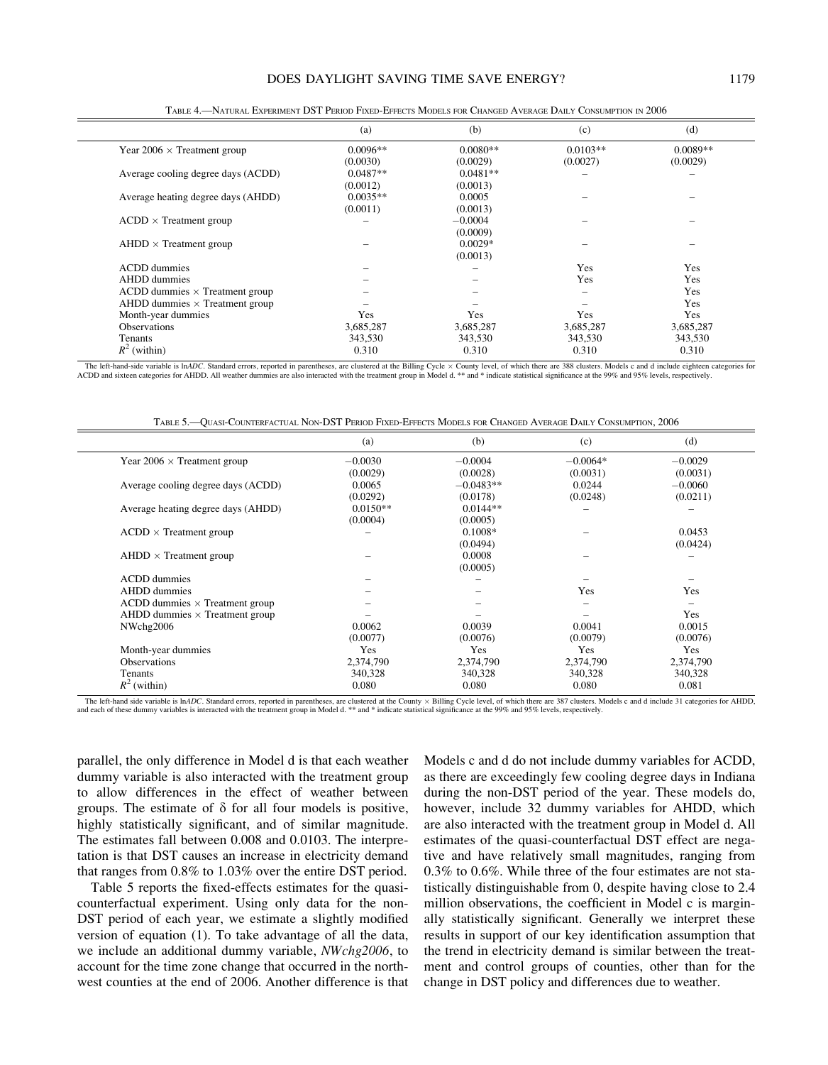Table 4.—Natural Experiment DST Period Fixed-Effects Models for Changed Average Daily Consumption in 2006

| | (a) | (b) | (c) | (d) |
|---|---|---|---|---|
| Year 2006 × Treatment group | 0.0096** | 0.0080** | 0.0103** | 0.0089** |
| | (0.0030) | (0.0029) | (0.0027) | (0.0029) |
| Average cooling degree days (ACDD) | 0.0487** | 0.0481** | – | – |
| | (0.0012) | (0.0013) | | |
| Average heating degree days (AHDD) | 0.0035** | 0.0005 | – | – |
| | (0.0011) | (0.0013) | | |
| ACDD × Treatment group | – | −0.0004 | – | – |
| | | (0.0009) | | |
| AHDD × Treatment group | – | 0.0029* | – | – |
| | | (0.0013) | | |
| ACDD dummies | – | – | Yes | Yes |
| AHDD dummies | – | – | Yes | Yes |
| ACDD dummies × Treatment group | – | – | – | Yes |
| AHDD dummies × Treatment group | – | – | – | Yes |
| Month-year dummies | Yes | Yes | Yes | Yes |
| Observations | 3,685,287 | 3,685,287 | 3,685,287 | 3,685,287 |
| Tenants | 343,530 | 343,530 | 343,530 | 343,530 |
| $R^2$ (within) | 0.310 | 0.310 | 0.310 | 0.310 |

The left-hand-side variable is ln*ADC*. Standard errors, reported in parentheses, are clustered at the Billing Cycle × County level, of which there are 388 clusters. Models c and d include eighteen categories for ACDD and sixteen categories for AHDD. All weather dummies are also interacted with the treatment group in Model d. ** and * indicate statistical significance at the 99% and 95% levels, respectively.

Table 5.—Quasi-Counterfactual Non-DST Period Fixed-Effects Models for Changed Average Daily Consumption, 2006

| | (a) | (b) | (c) | (d) |
|---|---|---|---|---|
| Year 2006 × Treatment group | −0.0030 | −0.0004 | −0.0064* | −0.0029 |
| | (0.0029) | (0.0028) | (0.0031) | (0.0031) |
| Average cooling degree days (ACDD) | 0.0065 | −0.0483** | 0.0244 | −0.0060 |
| | (0.0292) | (0.0178) | (0.0248) | (0.0211) |
| Average heating degree days (AHDD) | 0.0150** | 0.0144** | – | – |
| | (0.0004) | (0.0005) | | |
| ACDD × Treatment group | – | 0.1008* | – | 0.0453 |
| | | (0.0494) | | (0.0424) |
| AHDD × Treatment group | – | 0.0008 | – | – |
| | | (0.0005) | | |
| ACDD dummies | – | – | – | – |
| AHDD dummies | – | – | Yes | Yes |
| ACDD dummies × Treatment group | – | – | – | – |
| AHDD dummies × Treatment group | – | – | – | Yes |
| NWchg2006 | 0.0062 | 0.0039 | 0.0041 | 0.0015 |
| | (0.0077) | (0.0076) | (0.0079) | (0.0076) |
| Month-year dummies | Yes | Yes | Yes | Yes |
| Observations | 2,374,790 | 2,374,790 | 2,374,790 | 2,374,790 |
| Tenants | 340,328 | 340,328 | 340,328 | 340,328 |
| $R^2$ (within) | 0.080 | 0.080 | 0.080 | 0.081 |

The left-hand side variable is ln*ADC*. Standard errors, reported in parentheses, are clustered at the County × Billing Cycle level, of which there are 387 clusters. Models c and d include 31 categories for AHDD, and each of these dummy variables is interacted with the treatment group in Model d. ** and * indicate statistical significance at the 99% and 95% levels, respectively.

parallel, the only difference in Model d is that each weather dummy variable is also interacted with the treatment group to allow differences in the effect of weather between groups. The estimate of δ for all four models is positive, highly statistically significant, and of similar magnitude. The estimates fall between 0.008 and 0.0103. The interpretation is that DST causes an increase in electricity demand that ranges from 0.8% to 1.03% over the entire DST period.

Table 5 reports the fixed-effects estimates for the quasi-counterfactual experiment. Using only data for the non-DST period of each year, we estimate a slightly modified version of equation (1). To take advantage of all the data, we include an additional dummy variable, *NWchg2006*, to account for the time zone change that occurred in the northwest counties at the end of 2006. Another difference is that Models c and d do not include dummy variables for ACDD, as there are exceedingly few cooling degree days in Indiana during the non-DST period of the year. These models do, however, include 32 dummy variables for AHDD, which are also interacted with the treatment group in Model d. All estimates of the quasi-counterfactual DST effect are negative and have relatively small magnitudes, ranging from 0.3% to 0.6%. While three of the four estimates are not statistically distinguishable from 0, despite having close to 2.4 million observations, the coefficient in Model c is marginally statistically significant. Generally we interpret these results in support of our key identification assumption that the trend in electricity demand is similar between the treatment and control groups of counties, other than for the change in DST policy and differences due to weather.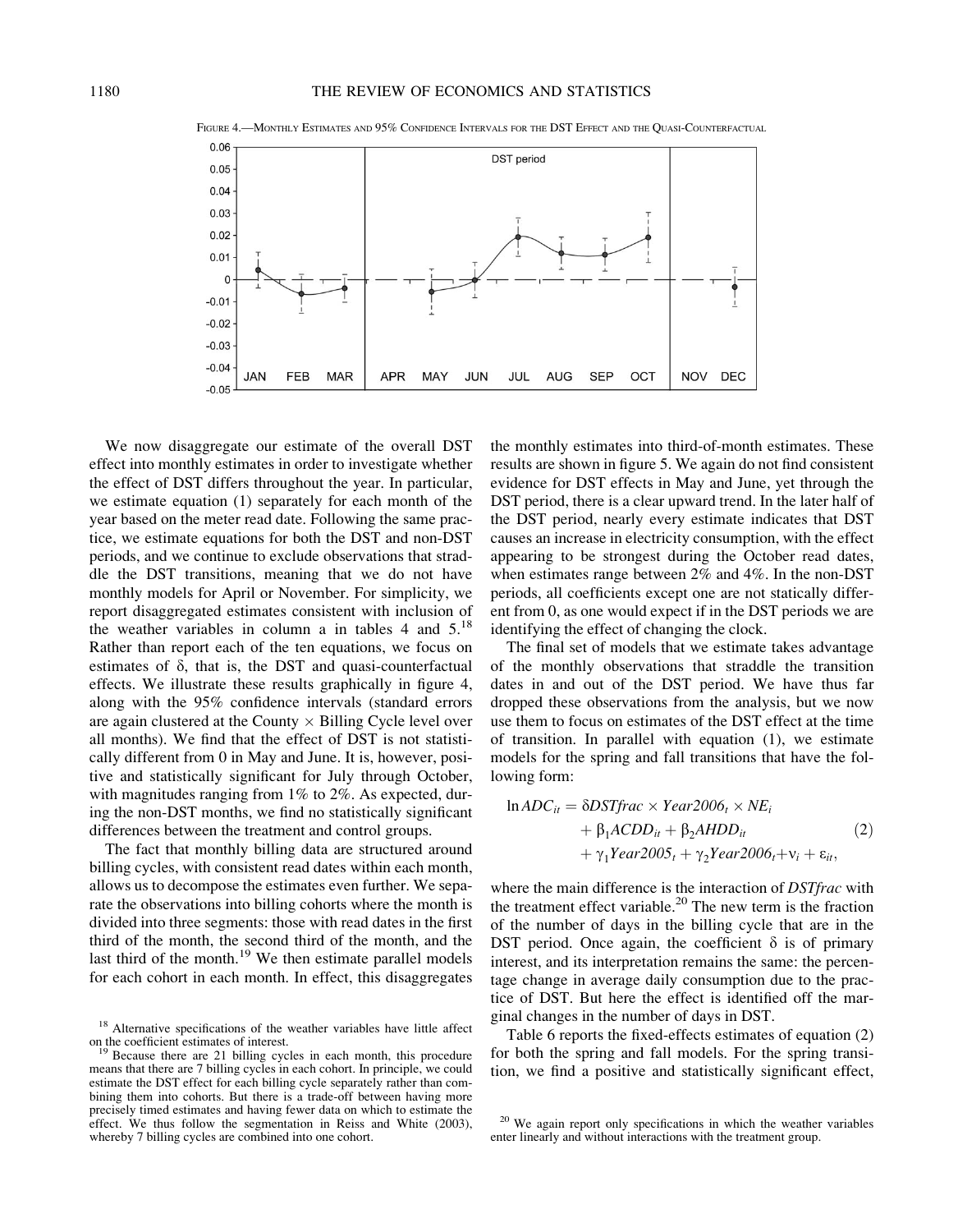FIGURE 4.—MONTHLY ESTIMATES AND 95% CONFIDENCE INTERVALS FOR THE DST EFFECT AND THE QUASI-COUNTERFACTUAL

We now disaggregate our estimate of the overall DST effect into monthly estimates in order to investigate whether the effect of DST differs throughout the year. In particular, we estimate equation (1) separately for each month of the year based on the meter read date. Following the same practice, we estimate equations for both the DST and non-DST periods, and we continue to exclude observations that straddle the DST transitions, meaning that we do not have monthly models for April or November. For simplicity, we report disaggregated estimates consistent with inclusion of the weather variables in column a in tables 4 and 5.[18] Rather than report each of the ten equations, we focus on estimates of δ, that is, the DST and quasi-counterfactual effects. We illustrate these results graphically in figure 4, along with the 95% confidence intervals (standard errors are again clustered at the County × Billing Cycle level over all months). We find that the effect of DST is not statistically different from 0 in May and June. It is, however, positive and statistically significant for July through October, with magnitudes ranging from 1% to 2%. As expected, during the non-DST months, we find no statistically significant differences between the treatment and control groups.

The fact that monthly billing data are structured around billing cycles, with consistent read dates within each month, allows us to decompose the estimates even further. We separate the observations into billing cohorts where the month is divided into three segments: those with read dates in the first third of the month, the second third of the month, and the last third of the month.[19] We then estimate parallel models for each cohort in each month. In effect, this disaggregates the monthly estimates into third-of-month estimates. These results are shown in figure 5. We again do not find consistent evidence for DST effects in May and June, yet through the DST period, there is a clear upward trend. In the later half of the DST period, nearly every estimate indicates that DST causes an increase in electricity consumption, with the effect appearing to be strongest during the October read dates, when estimates range between 2% and 4%. In the non-DST periods, all coefficients except one are not statically different from 0, as one would expect if in the DST periods we are identifying the effect of changing the clock.

The final set of models that we estimate takes advantage of the monthly observations that straddle the transition dates in and out of the DST period. We have thus far dropped these observations from the analysis, but we now use them to focus on estimates of the DST effect at the time of transition. In parallel with equation (1), we estimate models for the spring and fall transitions that have the following form:

$$
\begin{aligned}
\ln ADC_{it} = {} & \delta DSTfrac \times Year2006_t \times NE_i \\
& + \beta_1 ACDD_{it} + \beta_2 AHDD_{it} \\
& + \gamma_1 Year2005_t + \gamma_2 Year2006_t + \nu_i + \varepsilon_{it},
\end{aligned}
\tag{2}
$$

where the main difference is the interaction of *DSTfrac* with the treatment effect variable.[20] The new term is the fraction of the number of days in the billing cycle that are in the DST period. Once again, the coefficient δ is of primary interest, and its interpretation remains the same: the percentage change in average daily consumption due to the practice of DST. But here the effect is identified off the marginal changes in the number of days in DST.

Table 6 reports the fixed-effects estimates of equation (2) for both the spring and fall models. For the spring transition, we find a positive and statistically significant effect,

[18] Alternative specifications of the weather variables have little affect on the coefficient estimates of interest.

[19] Because there are 21 billing cycles in each month, this procedure means that there are 7 billing cycles in each cohort. In principle, we could estimate the DST effect for each billing cycle separately rather than combining them into cohorts. But there is a trade-off between having more precisely timed estimates and having fewer data on which to estimate the effect. We thus follow the segmentation in Reiss and White (2003), whereby 7 billing cycles are combined into one cohort.

[20] We again report only specifications in which the weather variables enter linearly and without interactions with the treatment group.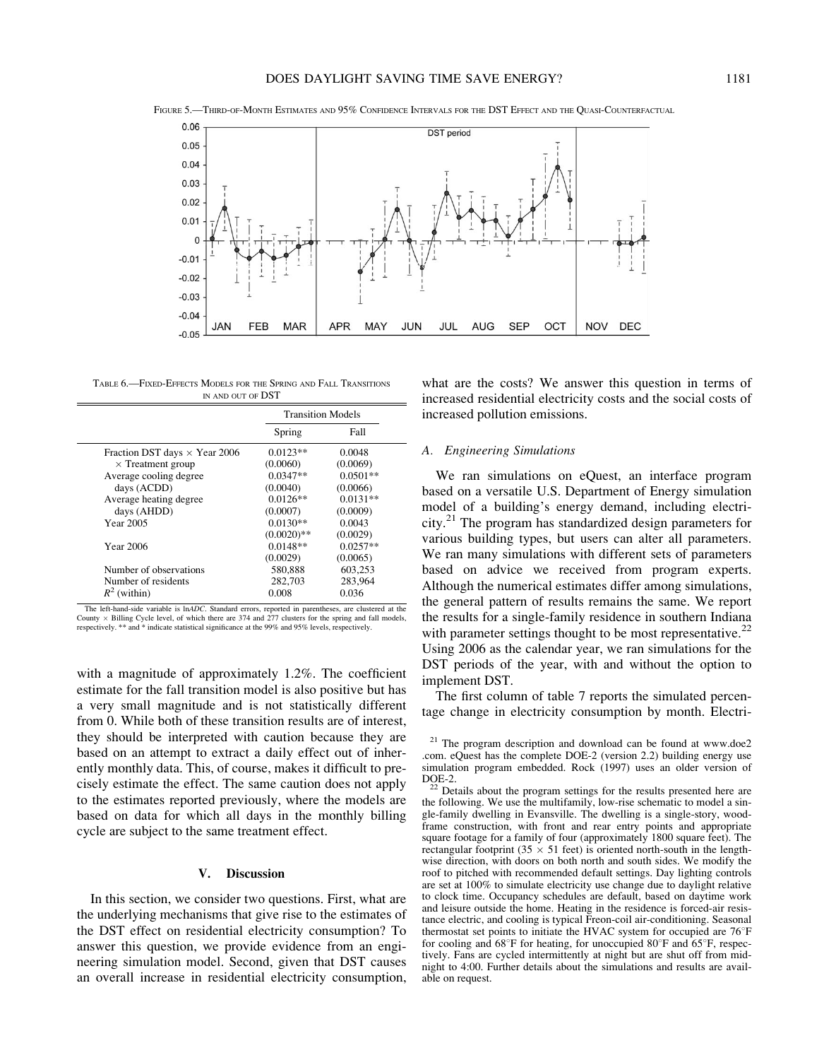Figure 5.—Third-of-Month Estimates and 95% Confidence Intervals for the DST Effect and the Quasi-Counterfactual

Table 6.—Fixed-Effects Models for the Spring and Fall Transitions in and out of DST

| | Transition Models | |
|---|---|---|
| | Spring | Fall |
| Fraction DST days × Year 2006 × Treatment group | 0.0123** | 0.0048 |
| | (0.0060) | (0.0069) |
| Average cooling degree days (ACDD) | 0.0347** | 0.0501** |
| | (0.0040) | (0.0066) |
| Average heating degree days (AHDD) | 0.0126** | 0.0131** |
| | (0.0007) | (0.0009) |
| Year 2005 | 0.0130** | 0.0043 |
| | (0.0020)** | (0.0029) |
| Year 2006 | 0.0148** | 0.0257** |
| | (0.0029) | (0.0065) |
| Number of observations | 580,888 | 603,253 |
| Number of residents | 282,703 | 283,964 |
| $R^2$ (within) | 0.008 | 0.036 |

The left-hand-side variable is ln*ADC*. Standard errors, reported in parentheses, are clustered at the County × Billing Cycle level, of which there are 374 and 277 clusters for the spring and fall models, respectively. ** and * indicate statistical significance at the 99% and 95% levels, respectively.

with a magnitude of approximately 1.2%. The coefficient estimate for the fall transition model is also positive but has a very small magnitude and is not statistically different from 0. While both of these transition results are of interest, they should be interpreted with caution because they are based on an attempt to extract a daily effect out of inherently monthly data. This, of course, makes it difficult to precisely estimate the effect. The same caution does not apply to the estimates reported previously, where the models are based on data for which all days in the monthly billing cycle are subject to the same treatment effect.

## V. Discussion

In this section, we consider two questions. First, what are the underlying mechanisms that give rise to the estimates of the DST effect on residential electricity consumption? To answer this question, we provide evidence from an engineering simulation model. Second, given that DST causes an overall increase in residential electricity consumption, what are the costs? We answer this question in terms of increased residential electricity costs and the social costs of increased pollution emissions.

### A. Engineering Simulations

We ran simulations on eQuest, an interface program based on a versatile U.S. Department of Energy simulation model of a building's energy demand, including electricity.[21] The program has standardized design parameters for various building types, but users can alter all parameters. We ran many simulations with different sets of parameters based on advice we received from program experts. Although the numerical estimates differ among simulations, the general pattern of results remains the same. We report the results for a single-family residence in southern Indiana with parameter settings thought to be most representative.[22] Using 2006 as the calendar year, we ran simulations for the DST periods of the year, with and without the option to implement DST.

The first column of table 7 reports the simulated percentage change in electricity consumption by month. Electri-

[21] The program description and download can be found at www.doe2.com. eQuest has the complete DOE-2 (version 2.2) building energy use simulation program embedded. Rock (1997) uses an older version of DOE-2.

[22] Details about the program settings for the results presented here are the following. We use the multifamily, low-rise schematic to model a single-family dwelling in Evansville. The dwelling is a single-story, wood-frame construction, with front and rear entry points and appropriate square footage for a family of four (approximately 1800 square feet). The rectangular footprint (35 × 51 feet) is oriented north-south in the lengthwise direction, with doors on both north and south sides. We modify the roof to pitched with recommended default settings. Day lighting controls are set at 100% to simulate electricity use change due to daylight relative to clock time. Occupancy schedules are default, based on daytime work and leisure outside the home. Heating in the residence is forced-air resistance electric, and cooling is typical Freon-coil air-conditioning. Seasonal thermostat set points to initiate the HVAC system for occupied are 76°F for cooling and 68°F for heating, for unoccupied 80°F and 65°F, respectively. Fans are cycled intermittently at night but are shut off from midnight to 4:00. Further details about the simulations and results are available on request.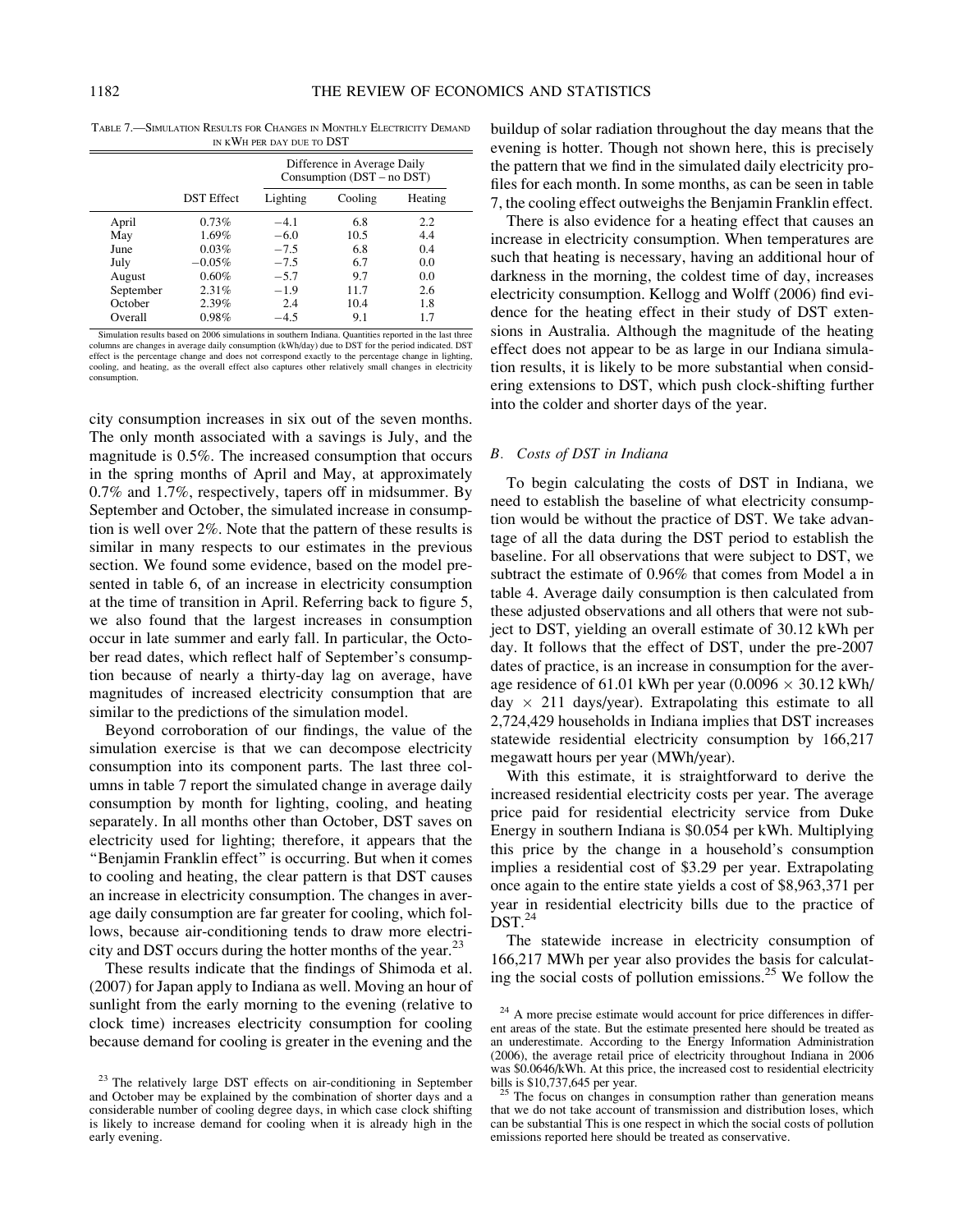TABLE 7.—SIMULATION RESULTS FOR CHANGES IN MONTHLY ELECTRICITY DEMAND IN KWH PER DAY DUE TO DST

| | | Difference in Average Daily Consumption (DST – no DST) | | |
|---|---|---|---|---|
| | DST Effect | Lighting | Cooling | Heating |
| April | 0.73% | −4.1 | 6.8 | 2.2 |
| May | 1.69% | −6.0 | 10.5 | 4.4 |
| June | 0.03% | −7.5 | 6.8 | 0.4 |
| July | −0.05% | −7.5 | 6.7 | 0.0 |
| August | 0.60% | −5.7 | 9.7 | 0.0 |
| September | 2.31% | −1.9 | 11.7 | 2.6 |
| October | 2.39% | 2.4 | 10.4 | 1.8 |
| Overall | 0.98% | −4.5 | 9.1 | 1.7 |

Simulation results based on 2006 simulations in southern Indiana. Quantities reported in the last three columns are changes in average daily consumption (kWh/day) due to DST for the period indicated. DST effect is the percentage change and does not correspond exactly to the percentage change in lighting, cooling, and heating, as the overall effect also captures other relatively small changes in electricity consumption.

city consumption increases in six out of the seven months. The only month associated with a savings is July, and the magnitude is 0.5%. The increased consumption that occurs in the spring months of April and May, at approximately 0.7% and 1.7%, respectively, tapers off in midsummer. By September and October, the simulated increase in consumption is well over 2%. Note that the pattern of these results is similar in many respects to our estimates in the previous section. We found some evidence, based on the model presented in table 6, of an increase in electricity consumption at the time of transition in April. Referring back to figure 5, we also found that the largest increases in consumption occur in late summer and early fall. In particular, the October read dates, which reflect half of September's consumption because of nearly a thirty-day lag on average, have magnitudes of increased electricity consumption that are similar to the predictions of the simulation model.

Beyond corroboration of our findings, the value of the simulation exercise is that we can decompose electricity consumption into its component parts. The last three columns in table 7 report the simulated change in average daily consumption by month for lighting, cooling, and heating separately. In all months other than October, DST saves on electricity used for lighting; therefore, it appears that the "Benjamin Franklin effect" is occurring. But when it comes to cooling and heating, the clear pattern is that DST causes an increase in electricity consumption. The changes in average daily consumption are far greater for cooling, which follows, because air-conditioning tends to draw more electricity and DST occurs during the hotter months of the year.[23]

These results indicate that the findings of Shimoda et al. (2007) for Japan apply to Indiana as well. Moving an hour of sunlight from the early morning to the evening (relative to clock time) increases electricity consumption for cooling because demand for cooling is greater in the evening and the buildup of solar radiation throughout the day means that the evening is hotter. Though not shown here, this is precisely the pattern that we find in the simulated daily electricity profiles for each month. In some months, as can be seen in table 7, the cooling effect outweighs the Benjamin Franklin effect.

There is also evidence for a heating effect that causes an increase in electricity consumption. When temperatures are such that heating is necessary, having an additional hour of darkness in the morning, the coldest time of day, increases electricity consumption. Kellogg and Wolff (2006) find evidence for the heating effect in their study of DST extensions in Australia. Although the magnitude of the heating effect does not appear to be as large in our Indiana simulation results, it is likely to be more substantial when considering extensions to DST, which push clock-shifting further into the colder and shorter days of the year.

### *B. Costs of DST in Indiana*

To begin calculating the costs of DST in Indiana, we need to establish the baseline of what electricity consumption would be without the practice of DST. We take advantage of all the data during the DST period to establish the baseline. For all observations that were subject to DST, we subtract the estimate of 0.96% that comes from Model a in table 4. Average daily consumption is then calculated from these adjusted observations and all others that were not subject to DST, yielding an overall estimate of 30.12 kWh per day. It follows that the effect of DST, under the pre-2007 dates of practice, is an increase in consumption for the average residence of 61.01 kWh per year ($0.0096 \times 30.12$ kWh/day $\times$ 211 days/year). Extrapolating this estimate to all 2,724,429 households in Indiana implies that DST increases statewide residential electricity consumption by 166,217 megawatt hours per year (MWh/year).

With this estimate, it is straightforward to derive the increased residential electricity costs per year. The average price paid for residential electricity service from Duke Energy in southern Indiana is \$0.054 per kWh. Multiplying this price by the change in a household's consumption implies a residential cost of \$3.29 per year. Extrapolating once again to the entire state yields a cost of \$8,963,371 per year in residential electricity bills due to the practice of DST.[24]

The statewide increase in electricity consumption of 166,217 MWh per year also provides the basis for calculating the social costs of pollution emissions.[25] We follow the

[23] The relatively large DST effects on air-conditioning in September and October may be explained by the combination of shorter days and a considerable number of cooling degree days, in which case clock shifting is likely to increase demand for cooling when it is already high in the early evening.

[24] A more precise estimate would account for price differences in different areas of the state. But the estimate presented here should be treated as an underestimate. According to the Energy Information Administration (2006), the average retail price of electricity throughout Indiana in 2006 was \$0.0646/kWh. At this price, the increased cost to residential electricity bills is \$10,737,645 per year.

[25] The focus on changes in consumption rather than generation means that we do not take account of transmission and distribution loses, which can be substantial This is one respect in which the social costs of pollution emissions reported here should be treated as conservative.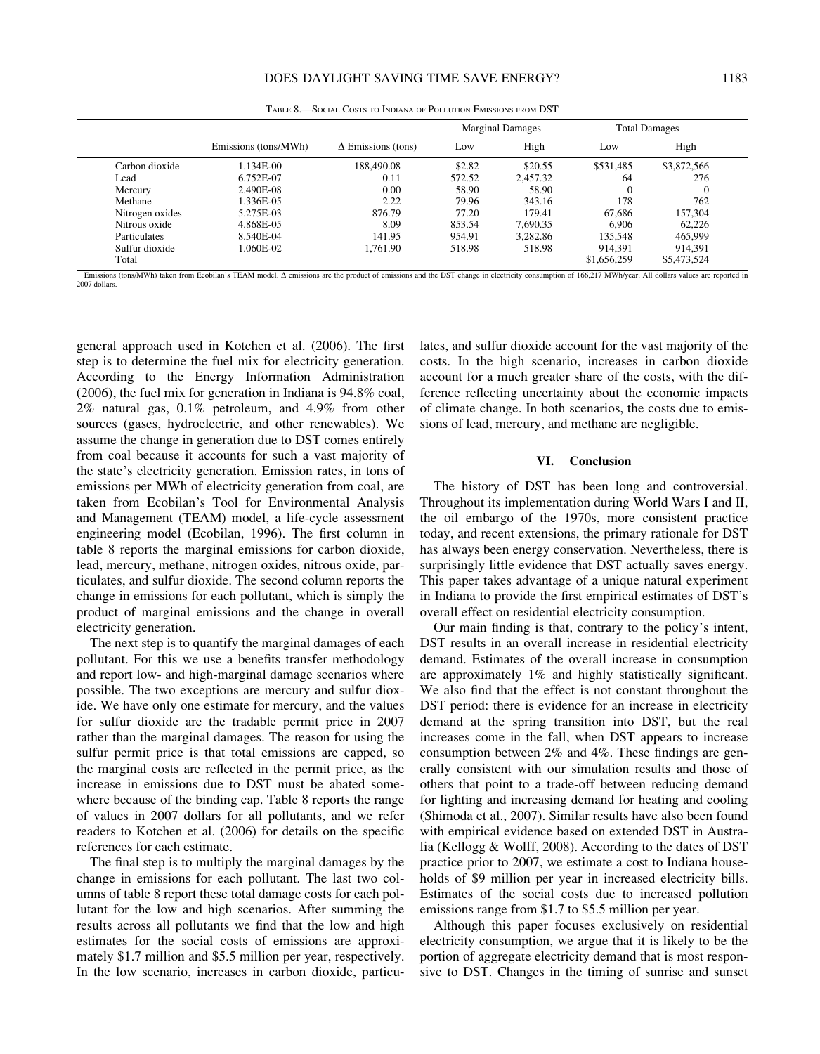Table 8.—Social Costs to Indiana of Pollution Emissions from DST

| | Emissions (tons/MWh) | Δ Emissions (tons) | Marginal Damages | | Total Damages | |
|---|---|---|---|---|---|---|
| | | | Low | High | Low | High |
| Carbon dioxide | 1.134E-00 | 188,490.08 | \$2.82 | \$20.55 | \$531,485 | \$3,872,566 |
| Lead | 6.752E-07 | 0.11 | 572.52 | 2,457.32 | 64 | 276 |
| Mercury | 2.490E-08 | 0.00 | 58.90 | 58.90 | 0 | 0 |
| Methane | 1.336E-05 | 2.22 | 79.96 | 343.16 | 178 | 762 |
| Nitrogen oxides | 5.275E-03 | 876.79 | 77.20 | 179.41 | 67,686 | 157,304 |
| Nitrous oxide | 4.868E-05 | 8.09 | 853.54 | 7,690.35 | 6,906 | 62,226 |
| Particulates | 8.540E-04 | 141.95 | 954.91 | 3,282.86 | 135,548 | 465,999 |
| Sulfur dioxide | 1.060E-02 | 1,761.90 | 518.98 | 518.98 | 914,391 | 914,391 |
| Total | | | | | \$1,656,259 | \$5,473,524 |

Emissions (tons/MWh) taken from Ecobilan's TEAM model. Δ emissions are the product of emissions and the DST change in electricity consumption of 166,217 MWh/year. All dollars values are reported in 2007 dollars.

general approach used in Kotchen et al. (2006). The first step is to determine the fuel mix for electricity generation. According to the Energy Information Administration (2006), the fuel mix for generation in Indiana is 94.8% coal, 2% natural gas, 0.1% petroleum, and 4.9% from other sources (gases, hydroelectric, and other renewables). We assume the change in generation due to DST comes entirely from coal because it accounts for such a vast majority of the state's electricity generation. Emission rates, in tons of emissions per MWh of electricity generation from coal, are taken from Ecobilan's Tool for Environmental Analysis and Management (TEAM) model, a life-cycle assessment engineering model (Ecobilan, 1996). The first column in table 8 reports the marginal emissions for carbon dioxide, lead, mercury, methane, nitrogen oxides, nitrous oxide, particulates, and sulfur dioxide. The second column reports the change in emissions for each pollutant, which is simply the product of marginal emissions and the change in overall electricity generation.

The next step is to quantify the marginal damages of each pollutant. For this we use a benefits transfer methodology and report low- and high-marginal damage scenarios where possible. The two exceptions are mercury and sulfur dioxide. We have only one estimate for mercury, and the values for sulfur dioxide are the tradable permit price in 2007 rather than the marginal damages. The reason for using the sulfur permit price is that total emissions are capped, so the marginal costs are reflected in the permit price, as the increase in emissions due to DST must be abated somewhere because of the binding cap. Table 8 reports the range of values in 2007 dollars for all pollutants, and we refer readers to Kotchen et al. (2006) for details on the specific references for each estimate.

The final step is to multiply the marginal damages by the change in emissions for each pollutant. The last two columns of table 8 report these total damage costs for each pollutant for the low and high scenarios. After summing the results across all pollutants we find that the low and high estimates for the social costs of emissions are approximately \$1.7 million and \$5.5 million per year, respectively. In the low scenario, increases in carbon dioxide, particulates, and sulfur dioxide account for the vast majority of the costs. In the high scenario, increases in carbon dioxide account for a much greater share of the costs, with the difference reflecting uncertainty about the economic impacts of climate change. In both scenarios, the costs due to emissions of lead, mercury, and methane are negligible.

## VI. Conclusion

The history of DST has been long and controversial. Throughout its implementation during World Wars I and II, the oil embargo of the 1970s, more consistent practice today, and recent extensions, the primary rationale for DST has always been energy conservation. Nevertheless, there is surprisingly little evidence that DST actually saves energy. This paper takes advantage of a unique natural experiment in Indiana to provide the first empirical estimates of DST's overall effect on residential electricity consumption.

Our main finding is that, contrary to the policy's intent, DST results in an overall increase in residential electricity demand. Estimates of the overall increase in consumption are approximately 1% and highly statistically significant. We also find that the effect is not constant throughout the DST period: there is evidence for an increase in electricity demand at the spring transition into DST, but the real increases come in the fall, when DST appears to increase consumption between 2% and 4%. These findings are generally consistent with our simulation results and those of others that point to a trade-off between reducing demand for lighting and increasing demand for heating and cooling (Shimoda et al., 2007). Similar results have also been found with empirical evidence based on extended DST in Australia (Kellogg & Wolff, 2008). According to the dates of DST practice prior to 2007, we estimate a cost to Indiana households of \$9 million per year in increased electricity bills. Estimates of the social costs due to increased pollution emissions range from \$1.7 to \$5.5 million per year.

Although this paper focuses exclusively on residential electricity consumption, we argue that it is likely to be the portion of aggregate electricity demand that is most responsive to DST. Changes in the timing of sunrise and sunset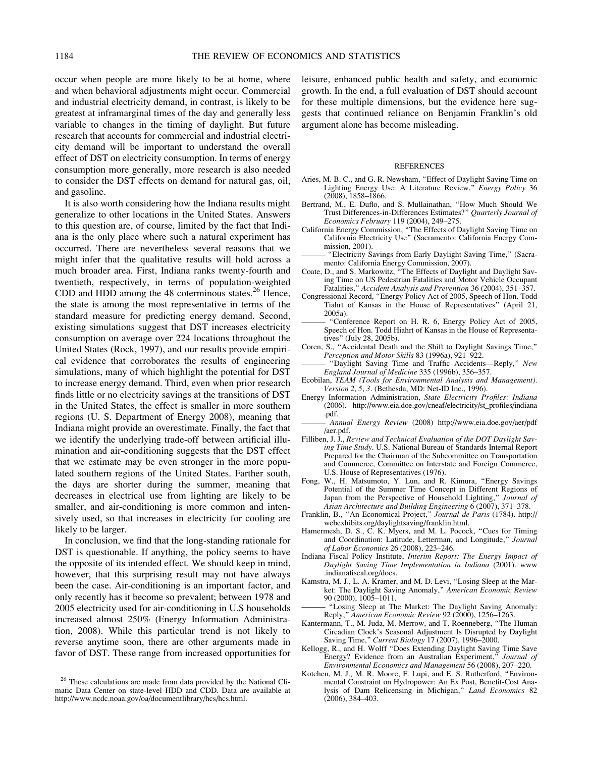occur when people are more likely to be at home, where and when behavioral adjustments might occur. Commercial and industrial electricity demand, in contrast, is likely to be greatest at inframarginal times of the day and generally less variable to changes in the timing of daylight. But future research that accounts for commercial and industrial electricity demand will be important to understand the overall effect of DST on electricity consumption. In terms of energy consumption more generally, more research is also needed to consider the DST effects on demand for natural gas, oil, and gasoline.

It is also worth considering how the Indiana results might generalize to other locations in the United States. Answers to this question are, of course, limited by the fact that Indiana is the only place where such a natural experiment has occurred. There are nevertheless several reasons that we might infer that the qualitative results will hold across a much broader area. First, Indiana ranks twenty-fourth and twentieth, respectively, in terms of population-weighted CDD and HDD among the 48 coterminous states.[26] Hence, the state is among the most representative in terms of the standard measure for predicting energy demand. Second, existing simulations suggest that DST increases electricity consumption on average over 224 locations throughout the United States (Rock, 1997), and our results provide empirical evidence that corroborates the results of engineering simulations, many of which highlight the potential for DST to increase energy demand. Third, even when prior research finds little or no electricity savings at the transitions of DST in the United States, the effect is smaller in more southern regions (U. S. Department of Energy 2008), meaning that Indiana might provide an overestimate. Finally, the fact that we identify the underlying trade-off between artificial illumination and air-conditioning suggests that the DST effect that we estimate may be even stronger in the more populated southern regions of the United States. Farther south, the days are shorter during the summer, meaning that decreases in electrical use from lighting are likely to be smaller, and air-conditioning is more common and intensively used, so that increases in electricity for cooling are likely to be larger.

In conclusion, we find that the long-standing rationale for DST is questionable. If anything, the policy seems to have the opposite of its intended effect. We should keep in mind, however, that this surprising result may not have always been the case. Air-conditioning is an important factor, and only recently has it become so prevalent; between 1978 and 2005 electricity used for air-conditioning in U.S households increased almost 250% (Energy Information Administration, 2008). While this particular trend is not likely to reverse anytime soon, there are other arguments made in favor of DST. These range from increased opportunities for leisure, enhanced public health and safety, and economic growth. In the end, a full evaluation of DST should account for these multiple dimensions, but the evidence here suggests that continued reliance on Benjamin Franklin's old argument alone has become misleading.

[26] These calculations are made from data provided by the National Climatic Data Center on state-level HDD and CDD. Data are available at http://www.ncdc.noaa.gov/oa/documentlibrary/hcs/hcs.html.

## REFERENCES

Aries, M. B. C., and G. R. Newsham, "Effect of Daylight Saving Time on Lighting Energy Use: A Literature Review," *Energy Policy* 36 (2008), 1858–1866.

Bertrand, M., E. Duflo, and S. Mullainathan, "How Much Should We Trust Differences-in-Differences Estimates?" *Quarterly Journal of Economics February* 119 (2004), 249–275.

California Energy Commission, "The Effects of Daylight Saving Time on California Electricity Use" (Sacramento: California Energy Commission, 2001).

——— "Electricity Savings from Early Daylight Saving Time," (Sacramento: California Energy Commission, 2007).

Coate, D., and S. Markowitz, "The Effects of Daylight and Daylight Saving Time on US Pedestrian Fatalities and Motor Vehicle Occupant Fatalities," *Accident Analysis and Prevention* 36 (2004), 351–357.

Congressional Record, "Energy Policy Act of 2005, Speech of Hon. Todd Tiahrt of Kansas in the House of Representatives" (April 21, 2005a).

——— "Conference Report on H. R. 6, Energy Policy Act of 2005, Speech of Hon. Todd Hiahrt of Kansas in the House of Representatives" (July 28, 2005b).

Coren, S., "Accidental Death and the Shift to Daylight Savings Time," *Perception and Motor Skills* 83 (1996a), 921–922.

——— "Daylight Saving Time and Traffic Accidents—Reply," *New England Journal of Medicine* 335 (1996b), 356–357.

Ecobilan, *TEAM (Tools for Environmental Analysis and Management). Version 2, 5, 3*. (Bethesda, MD: Net-ID Inc., 1996).

Energy Information Administration, *State Electricity Profiles: Indiana* (2006). http://www.eia.doe.gov/cneaf/electricity/st_profiles/indiana.pdf.

——— *Annual Energy Review* (2008) http://www.eia.doe.gov/aer/pdf/aer.pdf.

Filliben, J. J., *Review and Technical Evaluation of the DOT Daylight Saving Time Study*. U.S. National Bureau of Standards Internal Report Prepared for the Chairman of the Subcommittee on Transportation and Commerce, Committee on Interstate and Foreign Commerce, U.S. House of Representatives (1976).

Fong, W., H. Matsumoto, Y. Lun, and R. Kimura, "Energy Savings Potential of the Summer Time Concept in Different Regions of Japan from the Perspective of Household Lighting," *Journal of Asian Architecture and Building Engineering* 6 (2007), 371–378.

Franklin, B., "An Economical Project," *Journal de Paris* (1784). http://webexhibits.org/daylightsaving/franklin.html.

Hamermesh, D. S., C. K. Myers, and M. L. Pocock, "Cues for Timing and Coordination: Latitude, Letterman, and Longitude," *Journal of Labor Economics* 26 (2008), 223–246.

Indiana Fiscal Policy Institute, *Interim Report: The Energy Impact of Daylight Saving Time Implementation in Indiana* (2001). www.indianafiscal.org/docs.

Kamstra, M. J., L. A. Kramer, and M. D. Levi, "Losing Sleep at the Market: The Daylight Saving Anomaly," *American Economic Review* 90 (2000), 1005–1011.

——— "Losing Sleep at The Market: The Daylight Saving Anomaly: Reply," *American Economic Review* 92 (2000), 1256–1263.

Kantermann, T., M. Juda, M. Merrow, and T. Roenneberg, "The Human Circadian Clock's Seasonal Adjustment Is Disrupted by Daylight Saving Time," *Current Biology* 17 (2007), 1996–2000.

Kellogg, R., and H. Wolff "Does Extending Daylight Saving Time Save Energy? Evidence from an Australian Experiment," *Journal of Environmental Economics and Management* 56 (2008), 207–220.

Kotchen, M. J., M. R. Moore, F. Lupi, and E. S. Rutherford, "Environmental Constraint on Hydropower: An Ex Post, Benefit-Cost Analysis of Dam Relicensing in Michigan," *Land Economics* 82 (2006), 384–403.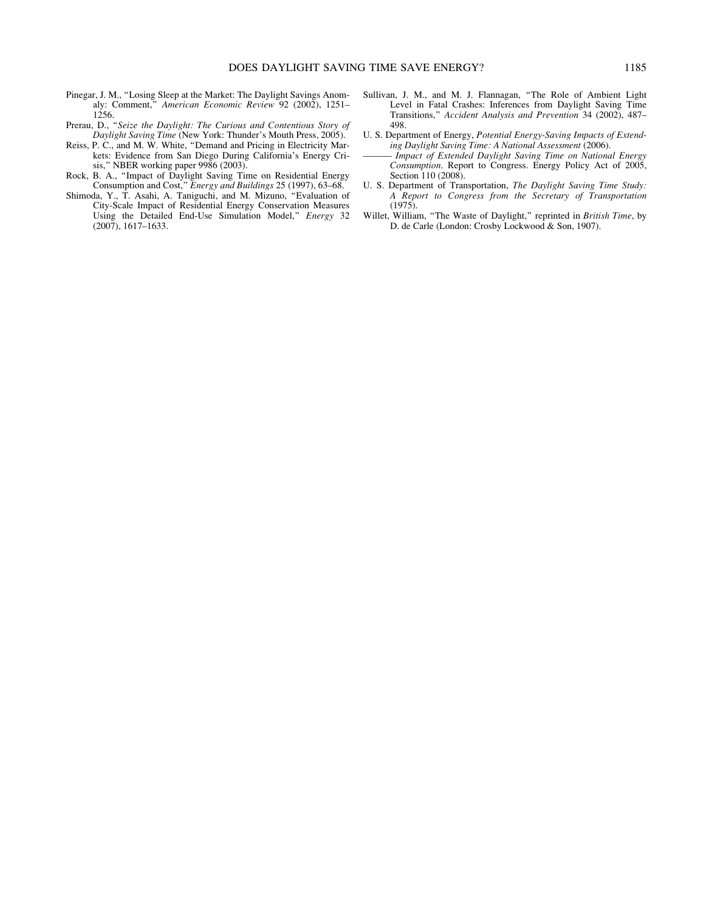Pinegar, J. M., "Losing Sleep at the Market: The Daylight Savings Anomaly: Comment," *American Economic Review* 92 (2002), 1251–1256.

Prerau, D., "*Seize the Daylight: The Curious and Contentious Story of Daylight Saving Time* (New York: Thunder's Mouth Press, 2005).

Reiss, P. C., and M. W. White, "Demand and Pricing in Electricity Markets: Evidence from San Diego During California's Energy Crisis," NBER working paper 9986 (2003).

Rock, B. A., "Impact of Daylight Saving Time on Residential Energy Consumption and Cost," *Energy and Buildings* 25 (1997), 63–68.

Shimoda, Y., T. Asahi, A. Taniguchi, and M. Mizuno, "Evaluation of City-Scale Impact of Residential Energy Conservation Measures Using the Detailed End-Use Simulation Model," *Energy* 32 (2007), 1617–1633.

Sullivan, J. M., and M. J. Flannagan, "The Role of Ambient Light Level in Fatal Crashes: Inferences from Daylight Saving Time Transitions," *Accident Analysis and Prevention* 34 (2002), 487–498.

U. S. Department of Energy, *Potential Energy-Saving Impacts of Extending Daylight Saving Time: A National Assessment* (2006).

——— *Impact of Extended Daylight Saving Time on National Energy Consumption*. Report to Congress. Energy Policy Act of 2005, Section 110 (2008).

U. S. Department of Transportation, *The Daylight Saving Time Study: A Report to Congress from the Secretary of Transportation* (1975).

Willet, William, "The Waste of Daylight," reprinted in *British Time*, by D. de Carle (London: Crosby Lockwood & Son, 1907).